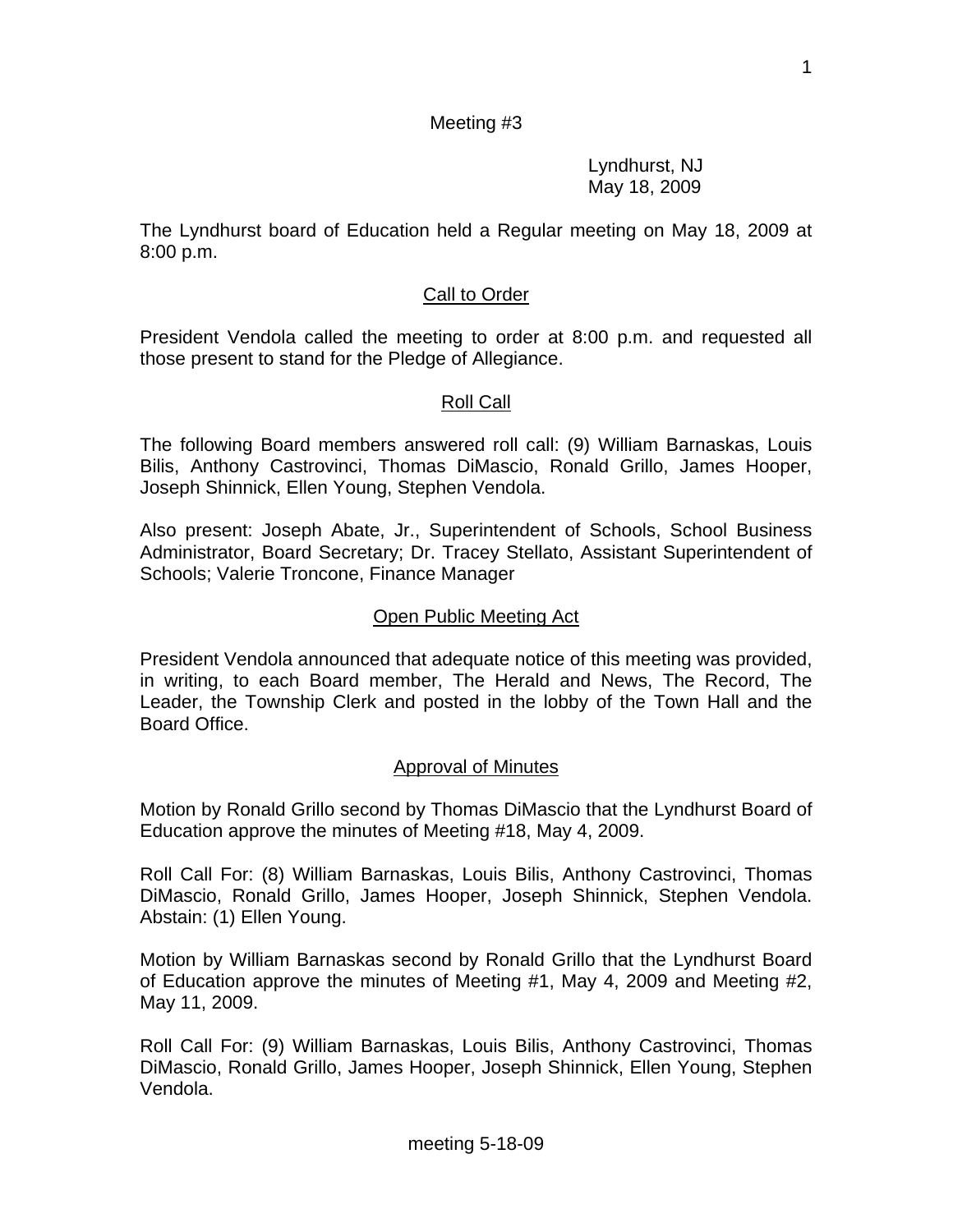Meeting #3

Lyndhurst, NJ
May 18, 2009

The Lyndhurst board of Education held a Regular meeting on May 18, 2009 at 8:00 p.m.

## Call to Order

President Vendola called the meeting to order at 8:00 p.m. and requested all those present to stand for the Pledge of Allegiance.

## Roll Call

The following Board members answered roll call: (9) William Barnaskas, Louis Bilis, Anthony Castrovinci, Thomas DiMascio, Ronald Grillo, James Hooper, Joseph Shinnick, Ellen Young, Stephen Vendola.

Also present: Joseph Abate, Jr., Superintendent of Schools, School Business Administrator, Board Secretary; Dr. Tracey Stellato, Assistant Superintendent of Schools; Valerie Troncone, Finance Manager

## Open Public Meeting Act

President Vendola announced that adequate notice of this meeting was provided, in writing, to each Board member, The Herald and News, The Record, The Leader, the Township Clerk and posted in the lobby of the Town Hall and the Board Office.

## Approval of Minutes

Motion by Ronald Grillo second by Thomas DiMascio that the Lyndhurst Board of Education approve the minutes of Meeting #18, May 4, 2009.

Roll Call For: (8) William Barnaskas, Louis Bilis, Anthony Castrovinci, Thomas DiMascio, Ronald Grillo, James Hooper, Joseph Shinnick, Stephen Vendola. Abstain: (1) Ellen Young.

Motion by William Barnaskas second by Ronald Grillo that the Lyndhurst Board of Education approve the minutes of Meeting #1, May 4, 2009 and Meeting #2, May 11, 2009.

Roll Call For: (9) William Barnaskas, Louis Bilis, Anthony Castrovinci, Thomas DiMascio, Ronald Grillo, James Hooper, Joseph Shinnick, Ellen Young, Stephen Vendola.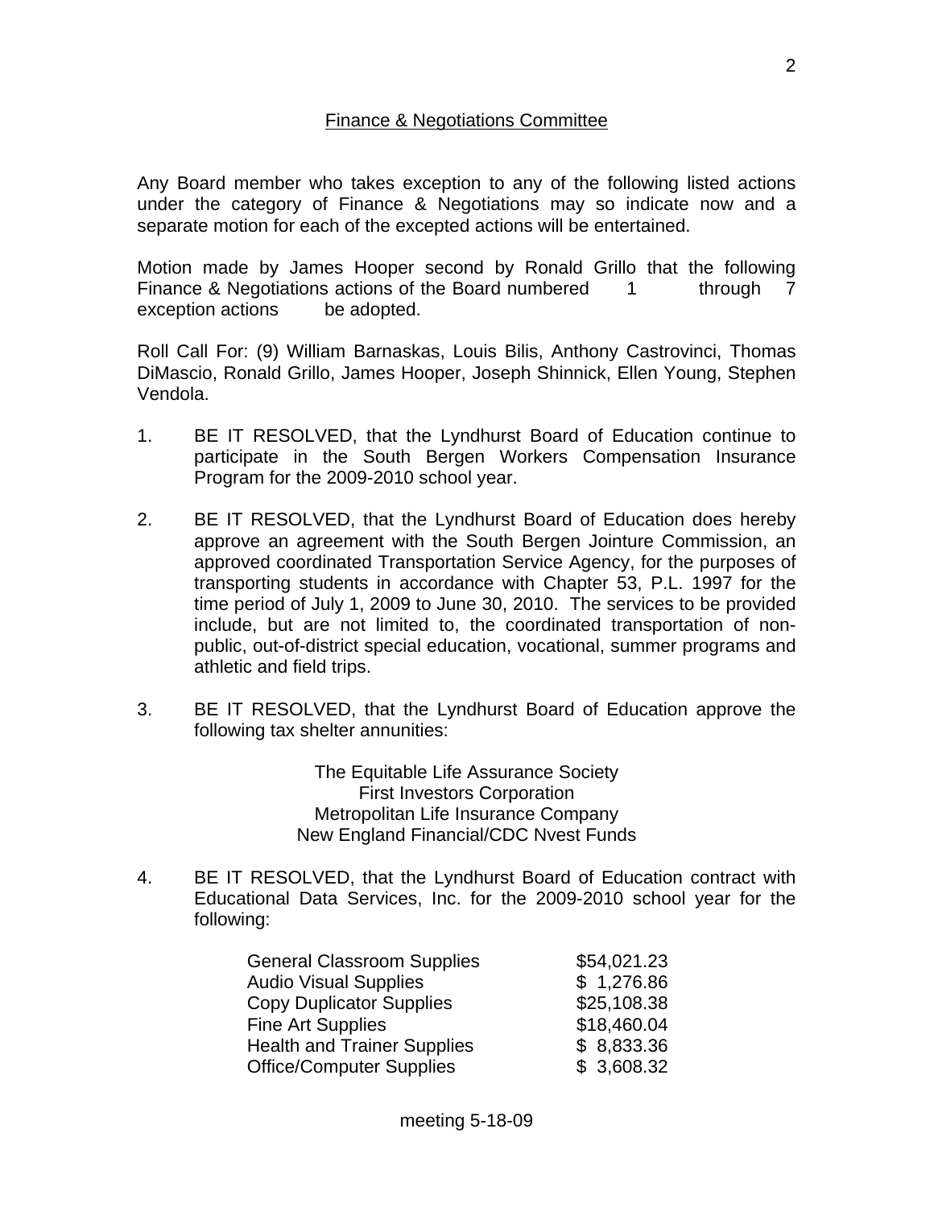## Finance & Negotiations Committee

Any Board member who takes exception to any of the following listed actions under the category of Finance & Negotiations may so indicate now and a separate motion for each of the excepted actions will be entertained.

Motion made by James Hooper second by Ronald Grillo that the following Finance & Negotiations actions of the Board numbered 1 through 7 exception actions be adopted.

Roll Call For: (9) William Barnaskas, Louis Bilis, Anthony Castrovinci, Thomas DiMascio, Ronald Grillo, James Hooper, Joseph Shinnick, Ellen Young, Stephen Vendola.

1. BE IT RESOLVED, that the Lyndhurst Board of Education continue to participate in the South Bergen Workers Compensation Insurance Program for the 2009-2010 school year.

2. BE IT RESOLVED, that the Lyndhurst Board of Education does hereby approve an agreement with the South Bergen Jointure Commission, an approved coordinated Transportation Service Agency, for the purposes of transporting students in accordance with Chapter 53, P.L. 1997 for the time period of July 1, 2009 to June 30, 2010. The services to be provided include, but are not limited to, the coordinated transportation of non-public, out-of-district special education, vocational, summer programs and athletic and field trips.

3. BE IT RESOLVED, that the Lyndhurst Board of Education approve the following tax shelter annunities:

   The Equitable Life Assurance Society
   First Investors Corporation
   Metropolitan Life Insurance Company
   New England Financial/CDC Nvest Funds

4. BE IT RESOLVED, that the Lyndhurst Board of Education contract with Educational Data Services, Inc. for the 2009-2010 school year for the following:

| | |
|---|---|
| General Classroom Supplies | $54,021.23 |
| Audio Visual Supplies | $ 1,276.86 |
| Copy Duplicator Supplies | $25,108.38 |
| Fine Art Supplies | $18,460.04 |
| Health and Trainer Supplies | $ 8,833.36 |
| Office/Computer Supplies | $ 3,608.32 |

meeting 5-18-09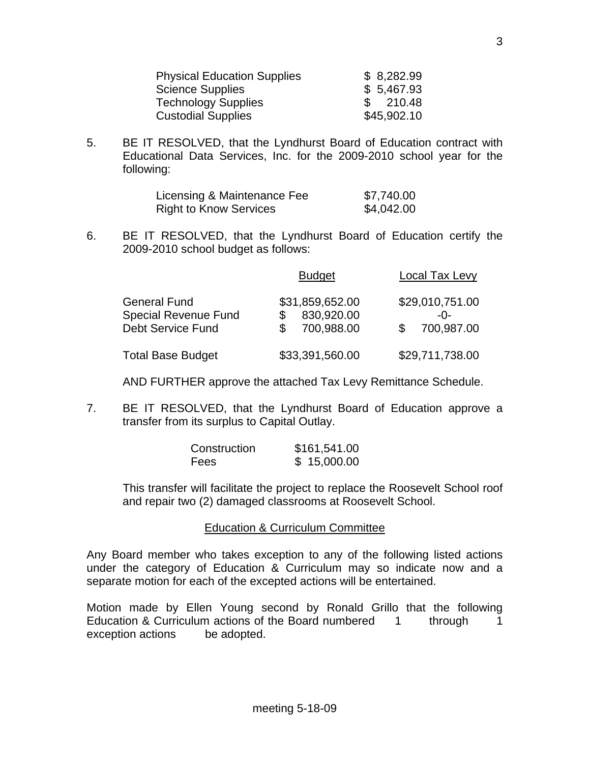| | |
|---|---|
| Physical Education Supplies | $ 8,282.99 |
| Science Supplies | $ 5,467.93 |
| Technology Supplies | $ 210.48 |
| Custodial Supplies | $45,902.10 |

5. BE IT RESOLVED, that the Lyndhurst Board of Education contract with Educational Data Services, Inc. for the 2009-2010 school year for the following:

| | |
|---|---|
| Licensing & Maintenance Fee | $7,740.00 |
| Right to Know Services | $4,042.00 |

6. BE IT RESOLVED, that the Lyndhurst Board of Education certify the 2009-2010 school budget as follows:

| | Budget | Local Tax Levy |
|---|---|---|
| General Fund | $31,859,652.00 | $29,010,751.00 |
| Special Revenue Fund | $ 830,920.00 | -0- |
| Debt Service Fund | $ 700,988.00 | $ 700,987.00 |
| Total Base Budget | $33,391,560.00 | $29,711,738.00 |

AND FURTHER approve the attached Tax Levy Remittance Schedule.

7. BE IT RESOLVED, that the Lyndhurst Board of Education approve a transfer from its surplus to Capital Outlay.

| | |
|---|---|
| Construction | $161,541.00 |
| Fees | $ 15,000.00 |

This transfer will facilitate the project to replace the Roosevelt School roof and repair two (2) damaged classrooms at Roosevelt School.

## Education & Curriculum Committee

Any Board member who takes exception to any of the following listed actions under the category of Education & Curriculum may so indicate now and a separate motion for each of the excepted actions will be entertained.

Motion made by Ellen Young second by Ronald Grillo that the following Education & Curriculum actions of the Board numbered 1 through 1 exception actions be adopted.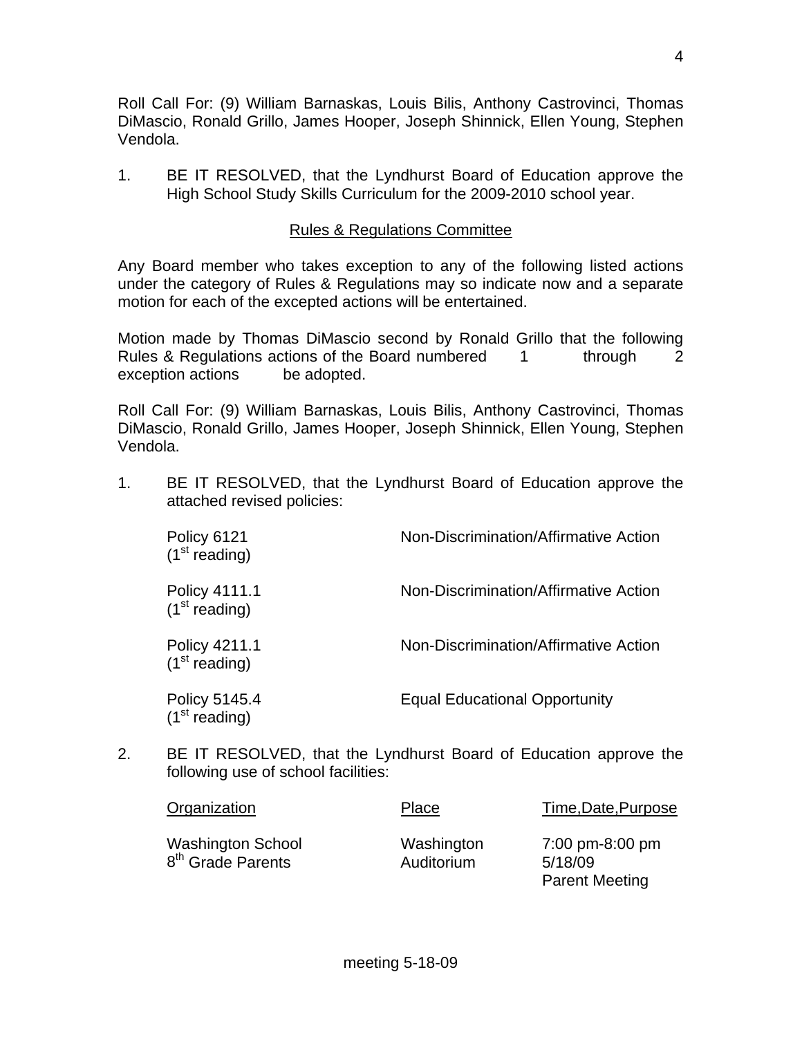Roll Call For: (9) William Barnaskas, Louis Bilis, Anthony Castrovinci, Thomas DiMascio, Ronald Grillo, James Hooper, Joseph Shinnick, Ellen Young, Stephen Vendola.

1. BE IT RESOLVED, that the Lyndhurst Board of Education approve the High School Study Skills Curriculum for the 2009-2010 school year.

## Rules & Regulations Committee

Any Board member who takes exception to any of the following listed actions under the category of Rules & Regulations may so indicate now and a separate motion for each of the excepted actions will be entertained.

Motion made by Thomas DiMascio second by Ronald Grillo that the following Rules & Regulations actions of the Board numbered 1 through 2 exception actions be adopted.

Roll Call For: (9) William Barnaskas, Louis Bilis, Anthony Castrovinci, Thomas DiMascio, Ronald Grillo, James Hooper, Joseph Shinnick, Ellen Young, Stephen Vendola.

1. BE IT RESOLVED, that the Lyndhurst Board of Education approve the attached revised policies:

| | |
|---|---|
| Policy 6121 (1st reading) | Non-Discrimination/Affirmative Action |
| Policy 4111.1 (1st reading) | Non-Discrimination/Affirmative Action |
| Policy 4211.1 (1st reading) | Non-Discrimination/Affirmative Action |
| Policy 5145.4 (1st reading) | Equal Educational Opportunity |

2. BE IT RESOLVED, that the Lyndhurst Board of Education approve the following use of school facilities:

| Organization | Place | Time,Date,Purpose |
|---|---|---|
| Washington School 8th Grade Parents | Washington Auditorium | 7:00 pm-8:00 pm 5/18/09 Parent Meeting |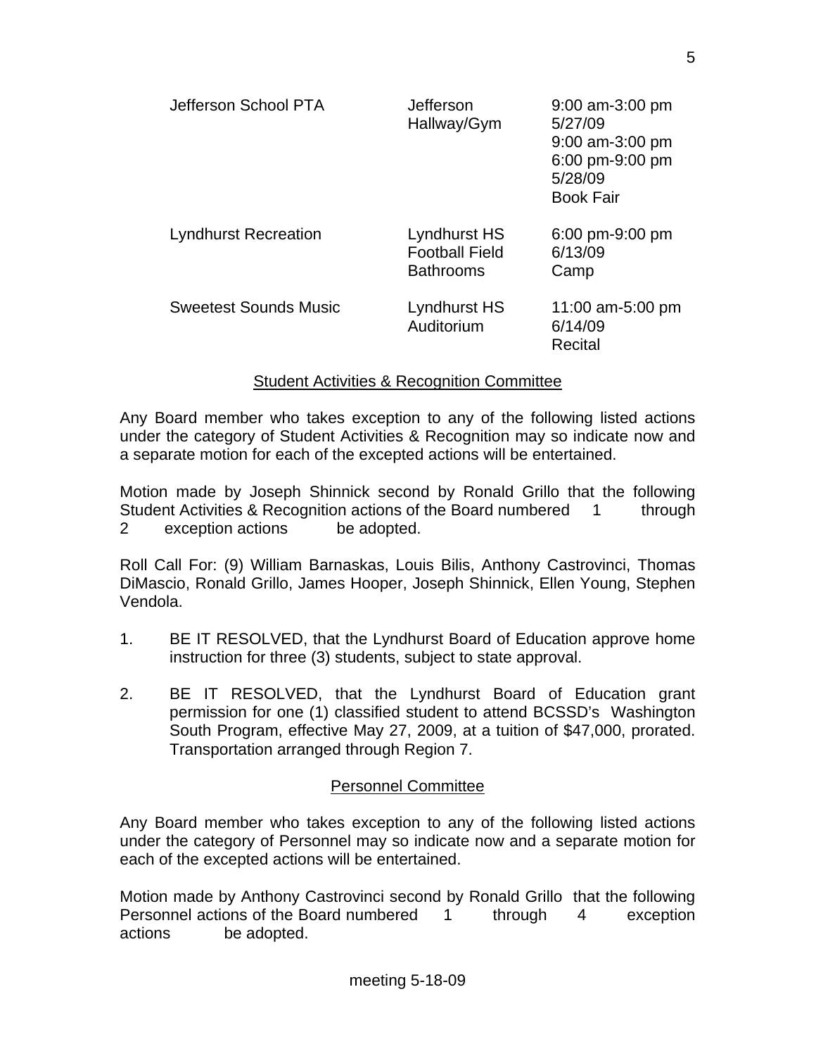| | | |
|---|---|---|
| Jefferson School PTA | Jefferson Hallway/Gym | 9:00 am-3:00 pm 5/27/09 9:00 am-3:00 pm 6:00 pm-9:00 pm 5/28/09 Book Fair |
| Lyndhurst Recreation | Lyndhurst HS Football Field Bathrooms | 6:00 pm-9:00 pm 6/13/09 Camp |
| Sweetest Sounds Music | Lyndhurst HS Auditorium | 11:00 am-5:00 pm 6/14/09 Recital |

## Student Activities & Recognition Committee

Any Board member who takes exception to any of the following listed actions under the category of Student Activities & Recognition may so indicate now and a separate motion for each of the excepted actions will be entertained.

Motion made by Joseph Shinnick second by Ronald Grillo that the following Student Activities & Recognition actions of the Board numbered 1 through 2 exception actions be adopted.

Roll Call For: (9) William Barnaskas, Louis Bilis, Anthony Castrovinci, Thomas DiMascio, Ronald Grillo, James Hooper, Joseph Shinnick, Ellen Young, Stephen Vendola.

1. BE IT RESOLVED, that the Lyndhurst Board of Education approve home instruction for three (3) students, subject to state approval.

2. BE IT RESOLVED, that the Lyndhurst Board of Education grant permission for one (1) classified student to attend BCSSD's Washington South Program, effective May 27, 2009, at a tuition of $47,000, prorated. Transportation arranged through Region 7.

## Personnel Committee

Any Board member who takes exception to any of the following listed actions under the category of Personnel may so indicate now and a separate motion for each of the excepted actions will be entertained.

Motion made by Anthony Castrovinci second by Ronald Grillo that the following Personnel actions of the Board numbered 1 through 4 exception actions be adopted.

meeting 5-18-09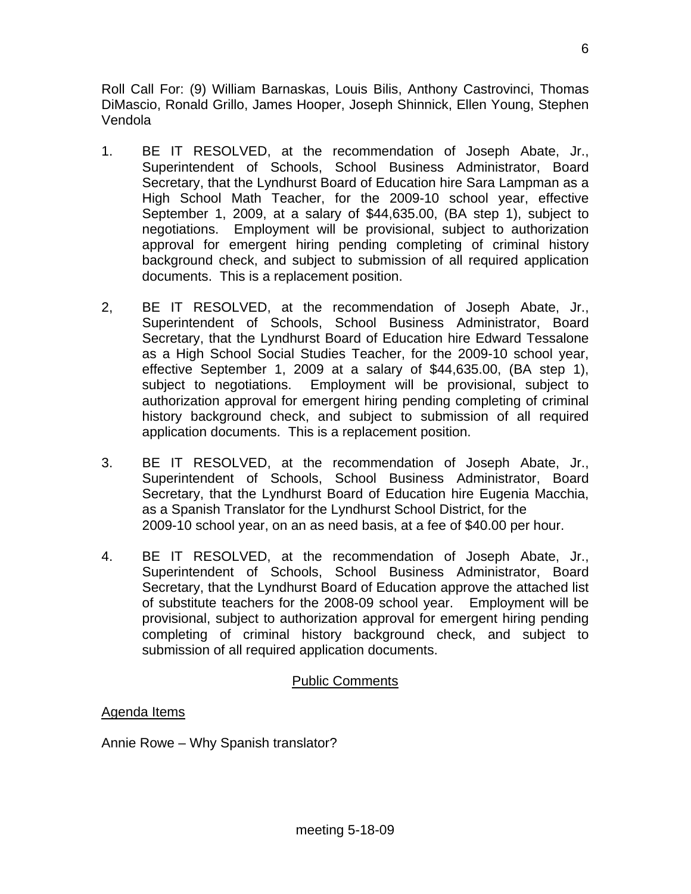Roll Call For: (9) William Barnaskas, Louis Bilis, Anthony Castrovinci, Thomas DiMascio, Ronald Grillo, James Hooper, Joseph Shinnick, Ellen Young, Stephen Vendola

1. BE IT RESOLVED, at the recommendation of Joseph Abate, Jr., Superintendent of Schools, School Business Administrator, Board Secretary, that the Lyndhurst Board of Education hire Sara Lampman as a High School Math Teacher, for the 2009-10 school year, effective September 1, 2009, at a salary of $44,635.00, (BA step 1), subject to negotiations. Employment will be provisional, subject to authorization approval for emergent hiring pending completing of criminal history background check, and subject to submission of all required application documents. This is a replacement position.

2, BE IT RESOLVED, at the recommendation of Joseph Abate, Jr., Superintendent of Schools, School Business Administrator, Board Secretary, that the Lyndhurst Board of Education hire Edward Tessalone as a High School Social Studies Teacher, for the 2009-10 school year, effective September 1, 2009 at a salary of $44,635.00, (BA step 1), subject to negotiations. Employment will be provisional, subject to authorization approval for emergent hiring pending completing of criminal history background check, and subject to submission of all required application documents. This is a replacement position.

3. BE IT RESOLVED, at the recommendation of Joseph Abate, Jr., Superintendent of Schools, School Business Administrator, Board Secretary, that the Lyndhurst Board of Education hire Eugenia Macchia, as a Spanish Translator for the Lyndhurst School District, for the 2009-10 school year, on an as need basis, at a fee of $40.00 per hour.

4. BE IT RESOLVED, at the recommendation of Joseph Abate, Jr., Superintendent of Schools, School Business Administrator, Board Secretary, that the Lyndhurst Board of Education approve the attached list of substitute teachers for the 2008-09 school year. Employment will be provisional, subject to authorization approval for emergent hiring pending completing of criminal history background check, and subject to submission of all required application documents.

## Public Comments

Agenda Items

Annie Rowe – Why Spanish translator?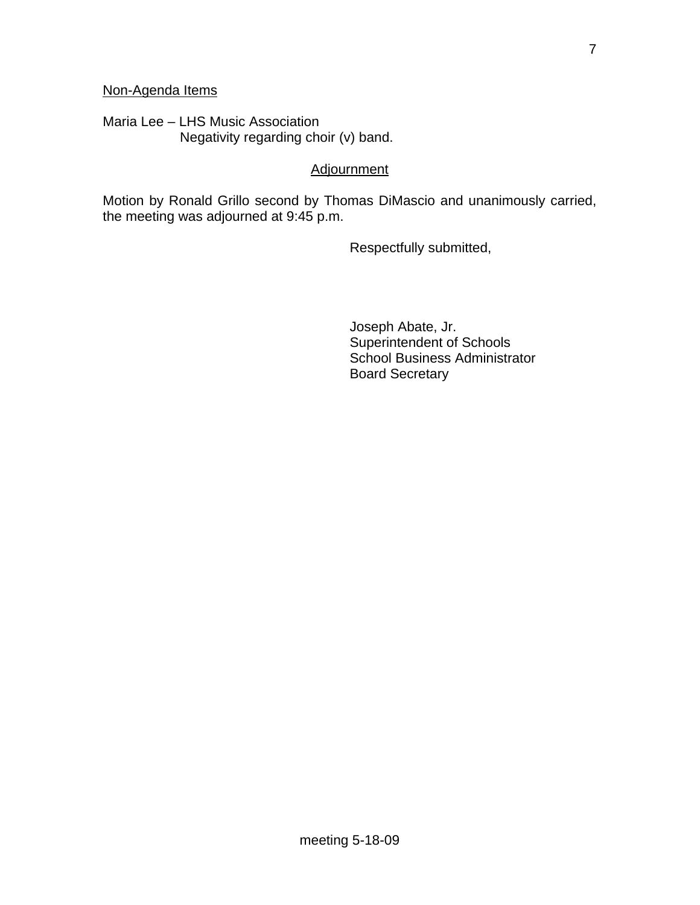Non-Agenda Items

Maria Lee – LHS Music Association
Negativity regarding choir (v) band.

## Adjournment

Motion by Ronald Grillo second by Thomas DiMascio and unanimously carried, the meeting was adjourned at 9:45 p.m.

Respectfully submitted,

Joseph Abate, Jr.
Superintendent of Schools
School Business Administrator
Board Secretary